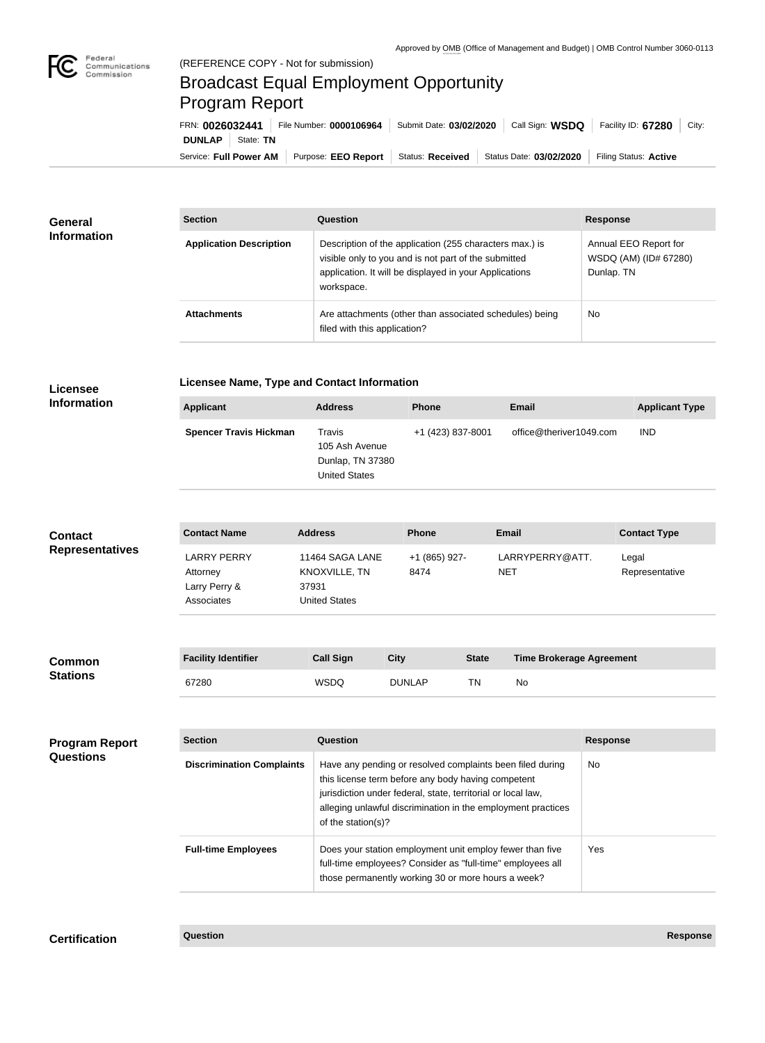Approved by OMB (Office of Management and Budget) | OMB Control Number 3060-0113

(REFERENCE COPY - Not for submission)

# Broadcast Equal Employment Opportunity Program Report

FRN: **0026032441** | File Number: **0000106964** | Submit Date: **03/02/2020** | Call Sign: **WSDQ** | Facility ID: **67280** | City: **DUNLAP** | State: **TN**

Service: **Full Power AM** | Purpose: **EEO Report** | Status: **Received** | Status Date: **03/02/2020** | Filing Status: **Active**

## General Information

| Section | Question | Response |
| --- | --- | --- |
| **Application Description** | Description of the application (255 characters max.) is visible only to you and is not part of the submitted application. It will be displayed in your Applications workspace. | Annual EEO Report for WSDQ (AM) (ID# 67280) Dunlap. TN |
| **Attachments** | Are attachments (other than associated schedules) being filed with this application? | No |

## Licensee Information

**Licensee Name, Type and Contact Information**

| Applicant | Address | Phone | Email | Applicant Type |
| --- | --- | --- | --- | --- |
| **Spencer Travis Hickman** | Travis<br>105 Ash Avenue<br>Dunlap, TN 37380<br>United States | +1 (423) 837-8001 | office@theriver1049.com | IND |

## Contact Representatives

| Contact Name | Address | Phone | Email | Contact Type |
| --- | --- | --- | --- | --- |
| LARRY PERRY<br>Attorney<br>Larry Perry & Associates | 11464 SAGA LANE<br>KNOXVILLE, TN 37931<br>United States | +1 (865) 927-8474 | LARRYPERRY@ATT.NET | Legal Representative |

## Common Stations

| Facility Identifier | Call Sign | City | State | Time Brokerage Agreement |
| --- | --- | --- | --- | --- |
| 67280 | WSDQ | DUNLAP | TN | No |

## Program Report Questions

| Section | Question | Response |
| --- | --- | --- |
| **Discrimination Complaints** | Have any pending or resolved complaints been filed during this license term before any body having competent jurisdiction under federal, state, territorial or local law, alleging unlawful discrimination in the employment practices of the station(s)? | No |
| **Full-time Employees** | Does your station employment unit employ fewer than five full-time employees? Consider as "full-time" employees all those permanently working 30 or more hours a week? | Yes |

## Certification

| Question | Response |
| --- | --- |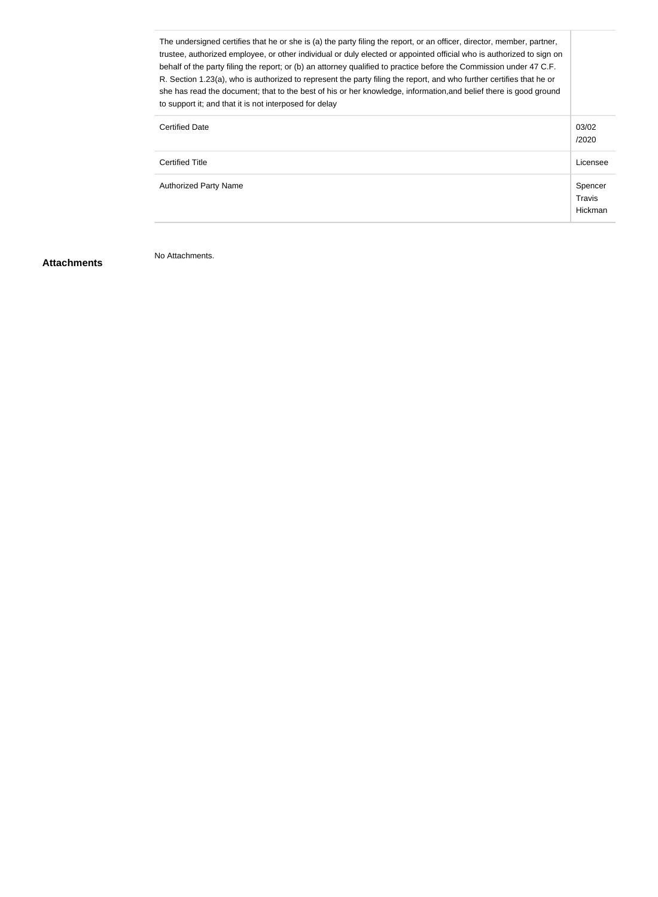| | |
|---|---|
| The undersigned certifies that he or she is (a) the party filing the report, or an officer, director, member, partner, trustee, authorized employee, or other individual or duly elected or appointed official who is authorized to sign on behalf of the party filing the report; or (b) an attorney qualified to practice before the Commission under 47 C.F. R. Section 1.23(a), who is authorized to represent the party filing the report, and who further certifies that he or she has read the document; that to the best of his or her knowledge, information,and belief there is good ground to support it; and that it is not interposed for delay | |
| Certified Date | 03/02/2020 |
| Certified Title | Licensee |
| Authorized Party Name | Spencer Travis Hickman |

**Attachments**

No Attachments.